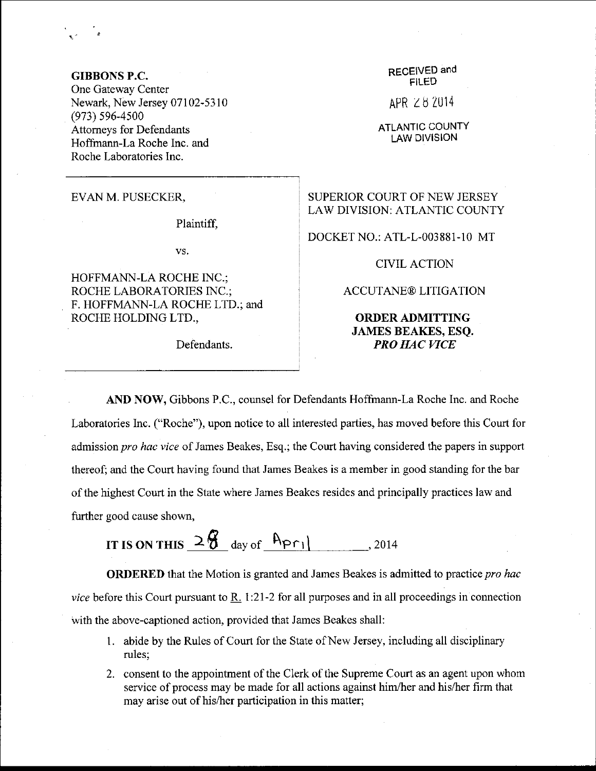**GIBBONS P.C.**
One Gateway Center
Newark, New Jersey 07102-5310
(973) 596-4500
Attorneys for Defendants
Hoffmann-La Roche Inc. and
Roche Laboratories Inc.

RECEIVED and
FILED

APR 28 2014

ATLANTIC COUNTY
LAW DIVISION

EVAN M. PUSECKER,

Plaintiff,

vs.

HOFFMANN-LA ROCHE INC.;
ROCHE LABORATORIES INC.;
F. HOFFMANN-LA ROCHE LTD.; and
ROCHE HOLDING LTD.,

Defendants.

SUPERIOR COURT OF NEW JERSEY
LAW DIVISION: ATLANTIC COUNTY

DOCKET NO.: ATL-L-003881-10 MT

CIVIL ACTION

ACCUTANE® LITIGATION

**ORDER ADMITTING JAMES BEAKES, ESQ. *PRO HAC VICE***

**AND NOW,** Gibbons P.C., counsel for Defendants Hoffmann-La Roche Inc. and Roche Laboratories Inc. ("Roche"), upon notice to all interested parties, has moved before this Court for admission *pro hac vice* of James Beakes, Esq.; the Court having considered the papers in support thereof; and the Court having found that James Beakes is a member in good standing for the bar of the highest Court in the State where James Beakes resides and principally practices law and further good cause shown,

**IT IS ON THIS** 28 day of April, 2014

**ORDERED** that the Motion is granted and James Beakes is admitted to practice *pro hac vice* before this Court pursuant to R. 1:21-2 for all purposes and in all proceedings in connection with the above-captioned action, provided that James Beakes shall:

1. abide by the Rules of Court for the State of New Jersey, including all disciplinary rules;
2. consent to the appointment of the Clerk of the Supreme Court as an agent upon whom service of process may be made for all actions against him/her and his/her firm that may arise out of his/her participation in this matter;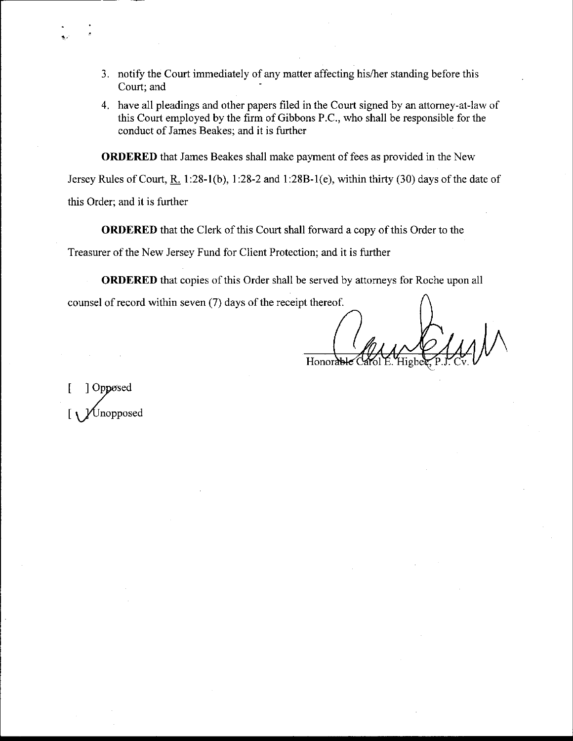3. notify the Court immediately of any matter affecting his/her standing before this Court; and
4. have all pleadings and other papers filed in the Court signed by an attorney-at-law of this Court employed by the firm of Gibbons P.C., who shall be responsible for the conduct of James Beakes; and it is further

**ORDERED** that James Beakes shall make payment of fees as provided in the New Jersey Rules of Court, R. 1:28-1(b), 1:28-2 and 1:28B-1(e), within thirty (30) days of the date of this Order; and it is further

**ORDERED** that the Clerk of this Court shall forward a copy of this Order to the Treasurer of the New Jersey Fund for Client Protection; and it is further

**ORDERED** that copies of this Order shall be served by attorneys for Roche upon all counsel of record within seven (7) days of the receipt thereof.

Honorable Carol E. Higbee, P.J. Cv.

[ ] Opposed

[ ✓ ] Unopposed